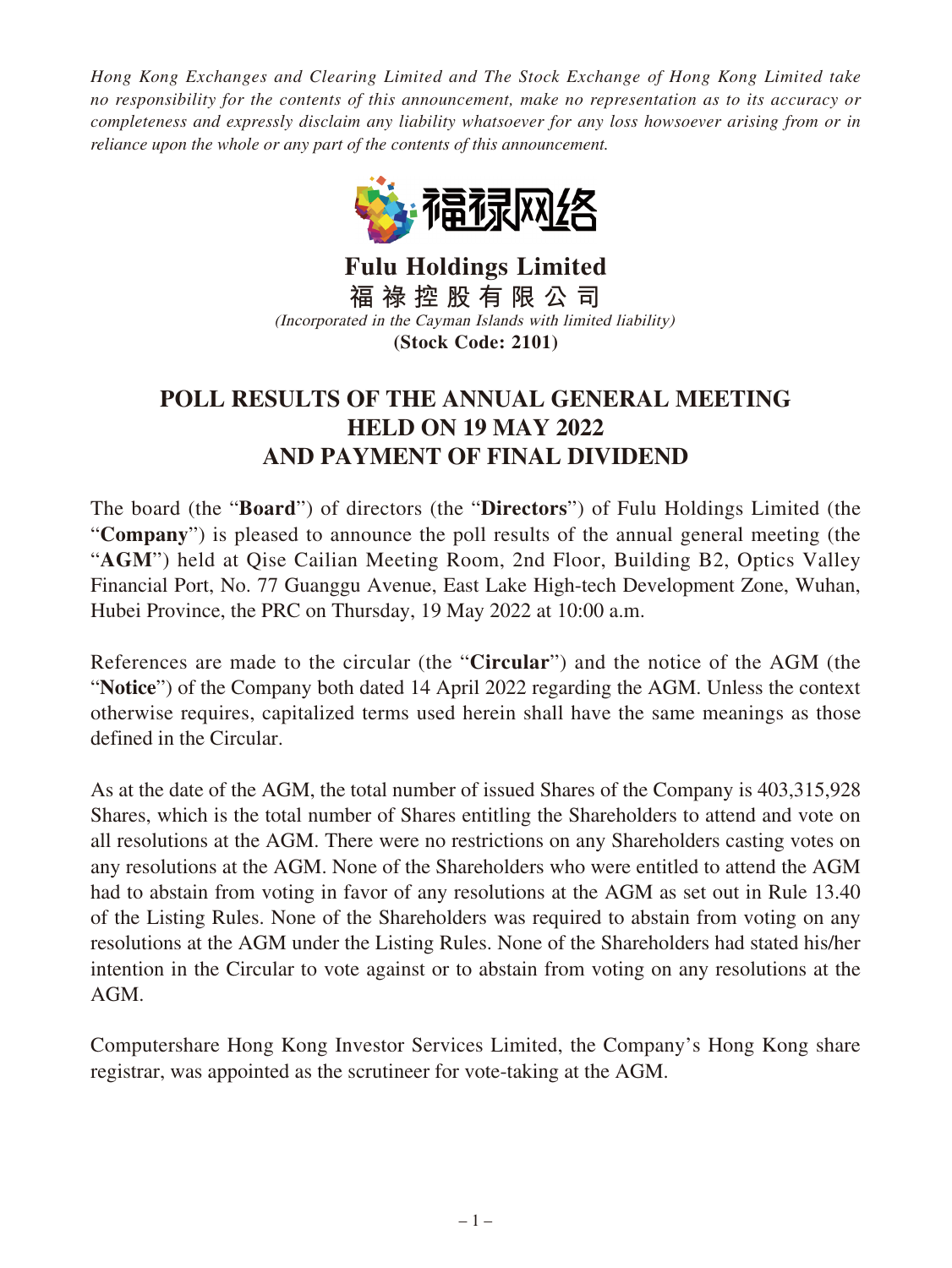*Hong Kong Exchanges and Clearing Limited and The Stock Exchange of Hong Kong Limited take no responsibility for the contents of this announcement, make no representation as to its accuracy or completeness and expressly disclaim any liability whatsoever for any loss howsoever arising from or in reliance upon the whole or any part of the contents of this announcement.*

# Fulu Holdings Limited

**福 禄 控 股 有 限 公 司**

*(Incorporated in the Cayman Islands with limited liability)*

**(Stock Code: 2101)**

## POLL RESULTS OF THE ANNUAL GENERAL MEETING HELD ON 19 MAY 2022 AND PAYMENT OF FINAL DIVIDEND

The board (the "**Board**") of directors (the "**Directors**") of Fulu Holdings Limited (the "**Company**") is pleased to announce the poll results of the annual general meeting (the "**AGM**") held at Qise Cailian Meeting Room, 2nd Floor, Building B2, Optics Valley Financial Port, No. 77 Guanggu Avenue, East Lake High-tech Development Zone, Wuhan, Hubei Province, the PRC on Thursday, 19 May 2022 at 10:00 a.m.

References are made to the circular (the "**Circular**") and the notice of the AGM (the "**Notice**") of the Company both dated 14 April 2022 regarding the AGM. Unless the context otherwise requires, capitalized terms used herein shall have the same meanings as those defined in the Circular.

As at the date of the AGM, the total number of issued Shares of the Company is 403,315,928 Shares, which is the total number of Shares entitling the Shareholders to attend and vote on all resolutions at the AGM. There were no restrictions on any Shareholders casting votes on any resolutions at the AGM. None of the Shareholders who were entitled to attend the AGM had to abstain from voting in favor of any resolutions at the AGM as set out in Rule 13.40 of the Listing Rules. None of the Shareholders was required to abstain from voting on any resolutions at the AGM under the Listing Rules. None of the Shareholders had stated his/her intention in the Circular to vote against or to abstain from voting on any resolutions at the AGM.

Computershare Hong Kong Investor Services Limited, the Company's Hong Kong share registrar, was appointed as the scrutineer for vote-taking at the AGM.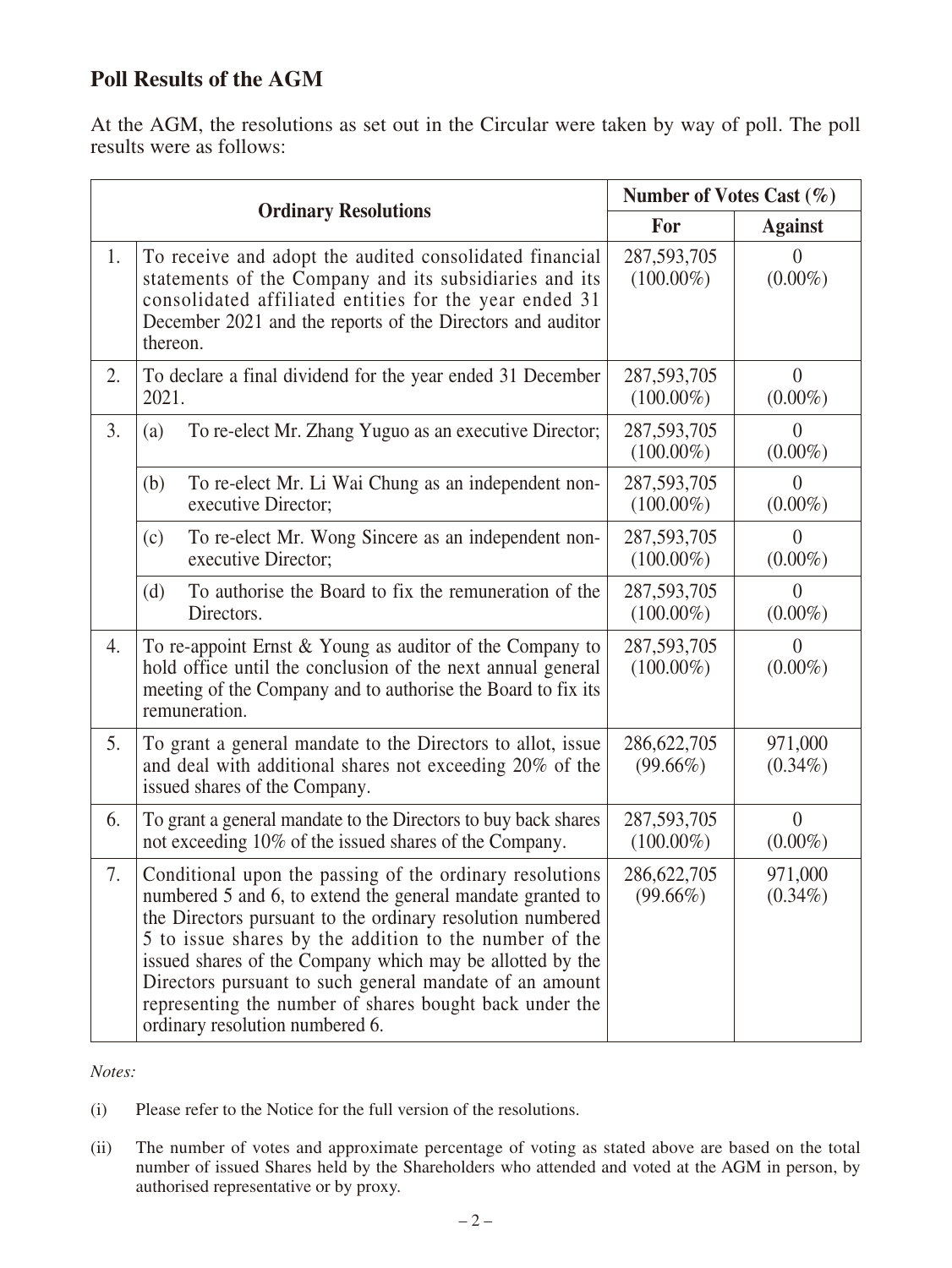## Poll Results of the AGM

At the AGM, the resolutions as set out in the Circular were taken by way of poll. The poll results were as follows:

| | Ordinary Resolutions | | Number of Votes Cast (%) | |
|---|---|---|---|---|
| | | | For | Against |
| 1. | To receive and adopt the audited consolidated financial statements of the Company and its subsidiaries and its consolidated affiliated entities for the year ended 31 December 2021 and the reports of the Directors and auditor thereon. | | 287,593,705 (100.00%) | 0 (0.00%) |
| 2. | To declare a final dividend for the year ended 31 December 2021. | | 287,593,705 (100.00%) | 0 (0.00%) |
| 3. | (a) | To re-elect Mr. Zhang Yuguo as an executive Director; | 287,593,705 (100.00%) | 0 (0.00%) |
| | (b) | To re-elect Mr. Li Wai Chung as an independent non-executive Director; | 287,593,705 (100.00%) | 0 (0.00%) |
| | (c) | To re-elect Mr. Wong Sincere as an independent non-executive Director; | 287,593,705 (100.00%) | 0 (0.00%) |
| | (d) | To authorise the Board to fix the remuneration of the Directors. | 287,593,705 (100.00%) | 0 (0.00%) |
| 4. | To re-appoint Ernst & Young as auditor of the Company to hold office until the conclusion of the next annual general meeting of the Company and to authorise the Board to fix its remuneration. | | 287,593,705 (100.00%) | 0 (0.00%) |
| 5. | To grant a general mandate to the Directors to allot, issue and deal with additional shares not exceeding 20% of the issued shares of the Company. | | 286,622,705 (99.66%) | 971,000 (0.34%) |
| 6. | To grant a general mandate to the Directors to buy back shares not exceeding 10% of the issued shares of the Company. | | 287,593,705 (100.00%) | 0 (0.00%) |
| 7. | Conditional upon the passing of the ordinary resolutions numbered 5 and 6, to extend the general mandate granted to the Directors pursuant to the ordinary resolution numbered 5 to issue shares by the addition to the number of the issued shares of the Company which may be allotted by the Directors pursuant to such general mandate of an amount representing the number of shares bought back under the ordinary resolution numbered 6. | | 286,622,705 (99.66%) | 971,000 (0.34%) |

*Notes:*

(i) Please refer to the Notice for the full version of the resolutions.

(ii) The number of votes and approximate percentage of voting as stated above are based on the total number of issued Shares held by the Shareholders who attended and voted at the AGM in person, by authorised representative or by proxy.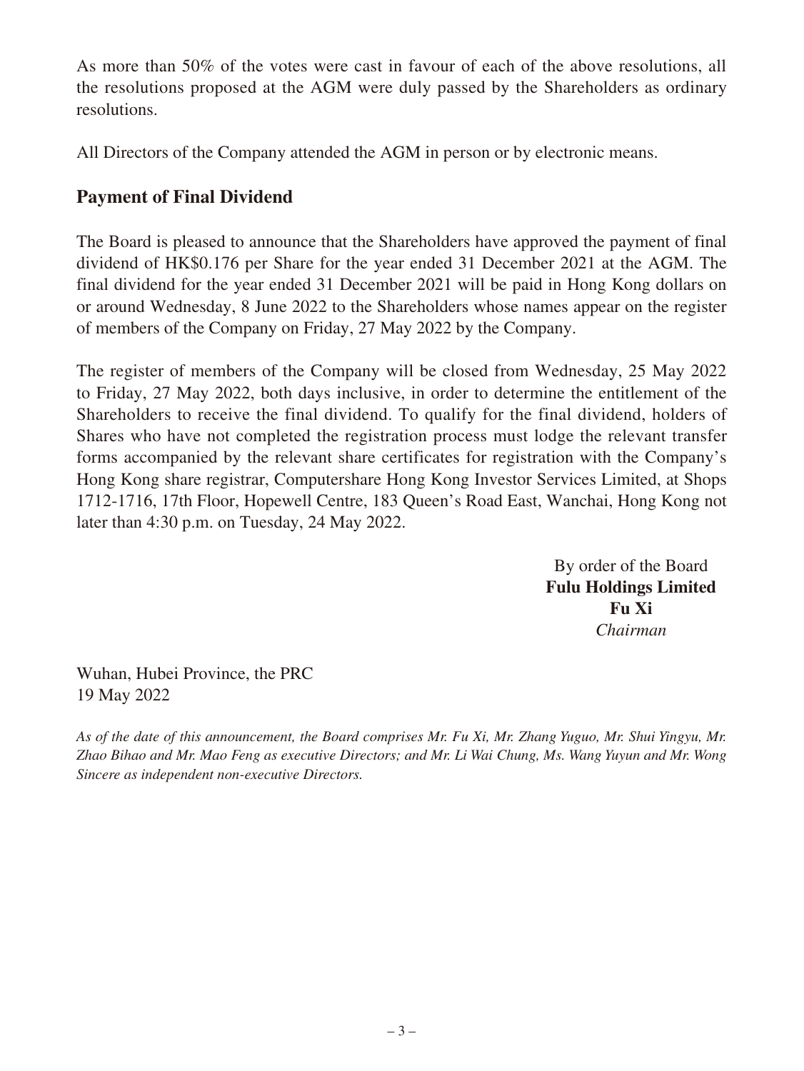As more than 50% of the votes were cast in favour of each of the above resolutions, all the resolutions proposed at the AGM were duly passed by the Shareholders as ordinary resolutions.

All Directors of the Company attended the AGM in person or by electronic means.

## Payment of Final Dividend

The Board is pleased to announce that the Shareholders have approved the payment of final dividend of HK$0.176 per Share for the year ended 31 December 2021 at the AGM. The final dividend for the year ended 31 December 2021 will be paid in Hong Kong dollars on or around Wednesday, 8 June 2022 to the Shareholders whose names appear on the register of members of the Company on Friday, 27 May 2022 by the Company.

The register of members of the Company will be closed from Wednesday, 25 May 2022 to Friday, 27 May 2022, both days inclusive, in order to determine the entitlement of the Shareholders to receive the final dividend. To qualify for the final dividend, holders of Shares who have not completed the registration process must lodge the relevant transfer forms accompanied by the relevant share certificates for registration with the Company's Hong Kong share registrar, Computershare Hong Kong Investor Services Limited, at Shops 1712-1716, 17th Floor, Hopewell Centre, 183 Queen's Road East, Wanchai, Hong Kong not later than 4:30 p.m. on Tuesday, 24 May 2022.

By order of the Board
**Fulu Holdings Limited**
**Fu Xi**
*Chairman*

Wuhan, Hubei Province, the PRC
19 May 2022

*As of the date of this announcement, the Board comprises Mr. Fu Xi, Mr. Zhang Yuguo, Mr. Shui Yingyu, Mr. Zhao Bihao and Mr. Mao Feng as executive Directors; and Mr. Li Wai Chung, Ms. Wang Yuyun and Mr. Wong Sincere as independent non-executive Directors.*